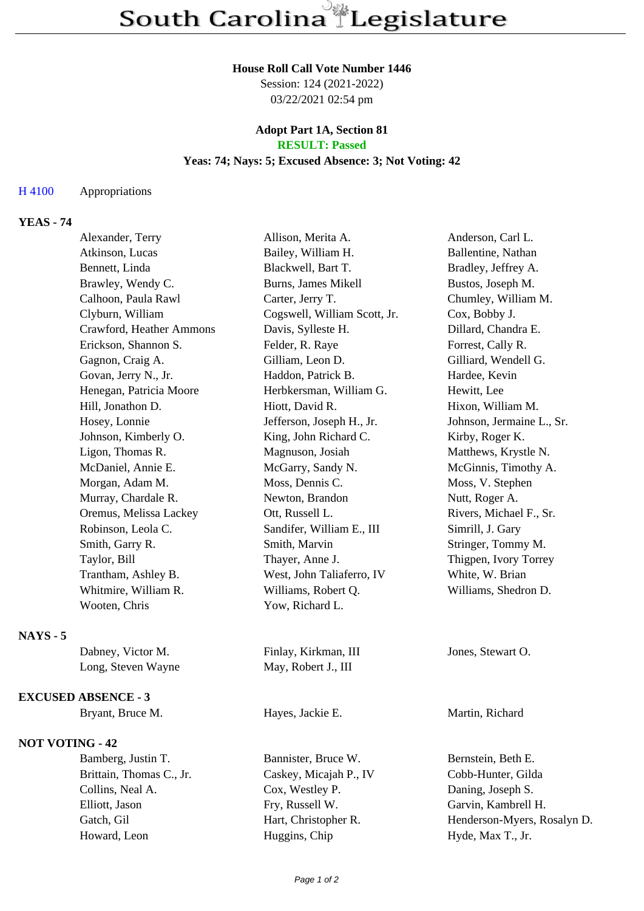# South Carolina Legislature

**House Roll Call Vote Number 1446**
Session: 124 (2021-2022)
03/22/2021 02:54 pm

**Adopt Part 1A, Section 81**
**RESULT: Passed**
**Yeas: 74; Nays: 5; Excused Absence: 3; Not Voting: 42**

H 4100 Appropriations

**YEAS - 74**

| | | |
|---|---|---|
| Alexander, Terry | Allison, Merita A. | Anderson, Carl L. |
| Atkinson, Lucas | Bailey, William H. | Ballentine, Nathan |
| Bennett, Linda | Blackwell, Bart T. | Bradley, Jeffrey A. |
| Brawley, Wendy C. | Burns, James Mikell | Bustos, Joseph M. |
| Calhoon, Paula Rawl | Carter, Jerry T. | Chumley, William M. |
| Clyburn, William | Cogswell, William Scott, Jr. | Cox, Bobby J. |
| Crawford, Heather Ammons | Davis, Sylleste H. | Dillard, Chandra E. |
| Erickson, Shannon S. | Felder, R. Raye | Forrest, Cally R. |
| Gagnon, Craig A. | Gilliam, Leon D. | Gilliard, Wendell G. |
| Govan, Jerry N., Jr. | Haddon, Patrick B. | Hardee, Kevin |
| Henegan, Patricia Moore | Herbkersman, William G. | Hewitt, Lee |
| Hill, Jonathon D. | Hiott, David R. | Hixon, William M. |
| Hosey, Lonnie | Jefferson, Joseph H., Jr. | Johnson, Jermaine L., Sr. |
| Johnson, Kimberly O. | King, John Richard C. | Kirby, Roger K. |
| Ligon, Thomas R. | Magnuson, Josiah | Matthews, Krystle N. |
| McDaniel, Annie E. | McGarry, Sandy N. | McGinnis, Timothy A. |
| Morgan, Adam M. | Moss, Dennis C. | Moss, V. Stephen |
| Murray, Chardale R. | Newton, Brandon | Nutt, Roger A. |
| Oremus, Melissa Lackey | Ott, Russell L. | Rivers, Michael F., Sr. |
| Robinson, Leola C. | Sandifer, William E., III | Simrill, J. Gary |
| Smith, Garry R. | Smith, Marvin | Stringer, Tommy M. |
| Taylor, Bill | Thayer, Anne J. | Thigpen, Ivory Torrey |
| Trantham, Ashley B. | West, John Taliaferro, IV | White, W. Brian |
| Whitmire, William R. | Williams, Robert Q. | Williams, Shedron D. |
| Wooten, Chris | Yow, Richard L. | |

**NAYS - 5**

| | | |
|---|---|---|
| Dabney, Victor M. | Finlay, Kirkman, III | Jones, Stewart O. |
| Long, Steven Wayne | May, Robert J., III | |

**EXCUSED ABSENCE - 3**

| | | |
|---|---|---|
| Bryant, Bruce M. | Hayes, Jackie E. | Martin, Richard |

**NOT VOTING - 42**

| | | |
|---|---|---|
| Bamberg, Justin T. | Bannister, Bruce W. | Bernstein, Beth E. |
| Brittain, Thomas C., Jr. | Caskey, Micajah P., IV | Cobb-Hunter, Gilda |
| Collins, Neal A. | Cox, Westley P. | Daning, Joseph S. |
| Elliott, Jason | Fry, Russell W. | Garvin, Kambrell H. |
| Gatch, Gil | Hart, Christopher R. | Henderson-Myers, Rosalyn D. |
| Howard, Leon | Huggins, Chip | Hyde, Max T., Jr. |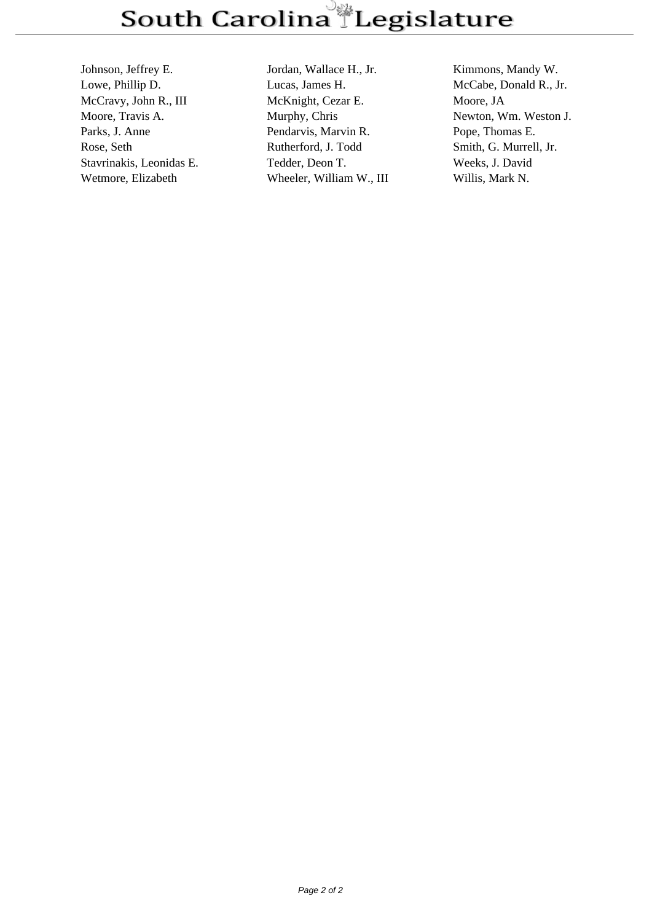Johnson, Jeffrey E.
Jordan, Wallace H., Jr.
Kimmons, Mandy W.
Lowe, Phillip D.
Lucas, James H.
McCabe, Donald R., Jr.
McCravy, John R., III
McKnight, Cezar E.
Moore, JA
Moore, Travis A.
Murphy, Chris
Newton, Wm. Weston J.
Parks, J. Anne
Pendarvis, Marvin R.
Pope, Thomas E.
Rose, Seth
Rutherford, J. Todd
Smith, G. Murrell, Jr.
Stavrinakis, Leonidas E.
Tedder, Deon T.
Weeks, J. David
Wetmore, Elizabeth
Wheeler, William W., III
Willis, Mark N.